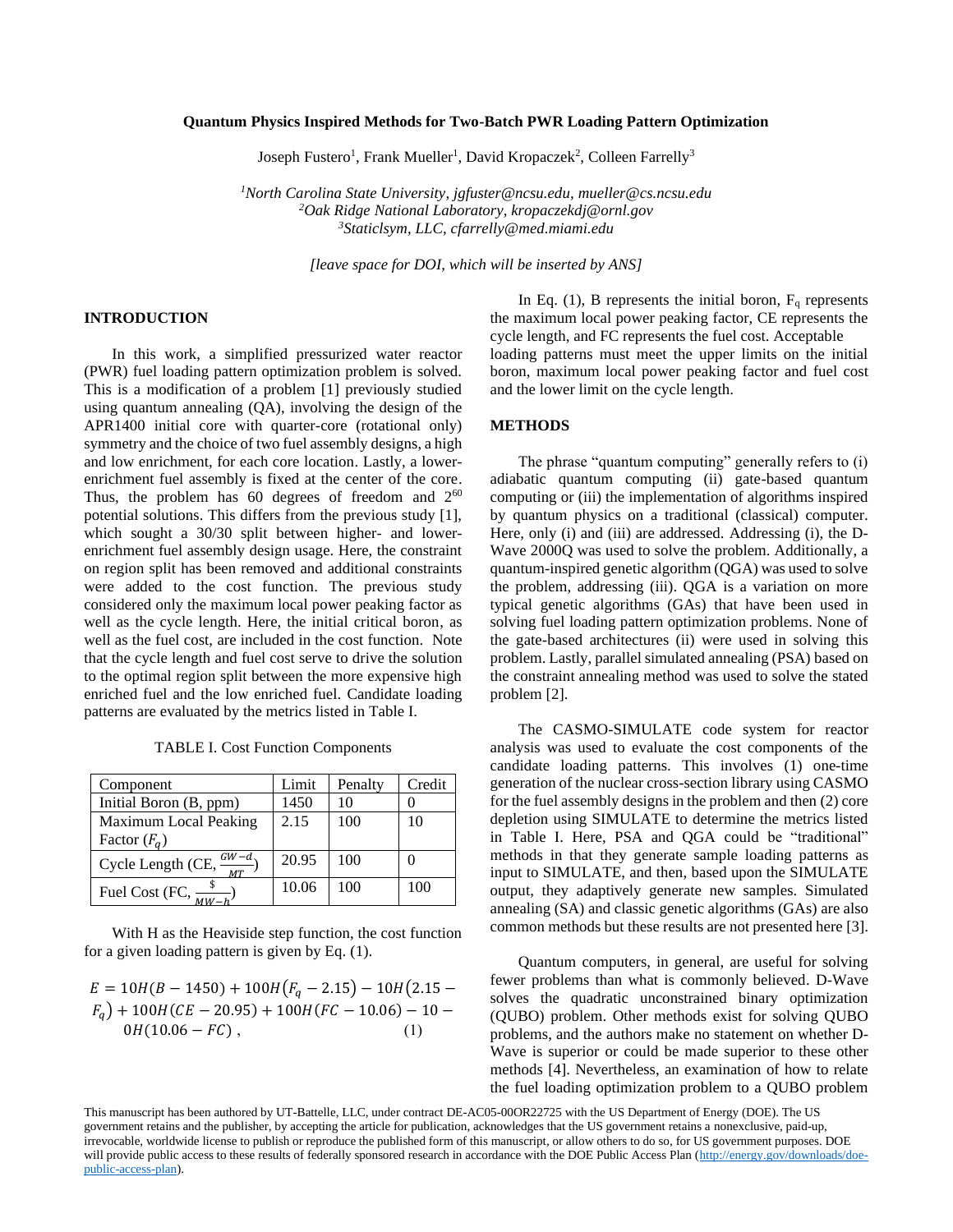# Quantum Physics Inspired Methods for Two-Batch PWR Loading Pattern Optimization

Joseph Fustero[1], Frank Mueller[1], David Kropaczek[2], Colleen Farrelly[3]

[1] *North Carolina State University, jgfuster@ncsu.edu, mueller@cs.ncsu.edu*
[2] *Oak Ridge National Laboratory, kropaczekdj@ornl.gov*
[3] *Staticlsym, LLC, cfarrelly@med.miami.edu*

*[leave space for DOI, which will be inserted by ANS]*

## INTRODUCTION

In this work, a simplified pressurized water reactor (PWR) fuel loading pattern optimization problem is solved. This is a modification of a problem [1] previously studied using quantum annealing (QA), involving the design of the APR1400 initial core with quarter-core (rotational only) symmetry and the choice of two fuel assembly designs, a high and low enrichment, for each core location. Lastly, a lower-enrichment fuel assembly is fixed at the center of the core. Thus, the problem has 60 degrees of freedom and $2^{60}$ potential solutions. This differs from the previous study [1], which sought a 30/30 split between higher- and lower-enrichment fuel assembly design usage. Here, the constraint on region split has been removed and additional constraints were added to the cost function. The previous study considered only the maximum local power peaking factor as well as the cycle length. Here, the initial critical boron, as well as the fuel cost, are included in the cost function. Note that the cycle length and fuel cost serve to drive the solution to the optimal region split between the more expensive high enriched fuel and the low enriched fuel. Candidate loading patterns are evaluated by the metrics listed in Table I.

TABLE I. Cost Function Components

| Component | Limit | Penalty | Credit |
|---|---|---|---|
| Initial Boron (B, ppm) | 1450 | 10 | 0 |
| Maximum Local Peaking Factor ($F_q$) | 2.15 | 100 | 10 |
| Cycle Length (CE, $\frac{GW-d}{MT}$) | 20.95 | 100 | 0 |
| Fuel Cost (FC, $\frac{\$}{MW-h}$) | 10.06 | 100 | 100 |

With H as the Heaviside step function, the cost function for a given loading pattern is given by Eq. (1).

$$E = 10H(B-1450) + 100H(F_q - 2.15) - 10H(2.15 - F_q) + 100H(CE - 20.95) + 100H(FC - 10.06) - 100H(10.06 - FC)\,, \quad (1)$$

In Eq. (1), B represents the initial boron, $F_q$ represents the maximum local power peaking factor, CE represents the cycle length, and FC represents the fuel cost. Acceptable loading patterns must meet the upper limits on the initial boron, maximum local power peaking factor and fuel cost and the lower limit on the cycle length.

## METHODS

The phrase "quantum computing" generally refers to (i) adiabatic quantum computing (ii) gate-based quantum computing or (iii) the implementation of algorithms inspired by quantum physics on a traditional (classical) computer. Here, only (i) and (iii) are addressed. Addressing (i), the D-Wave 2000Q was used to solve the problem. Additionally, a quantum-inspired genetic algorithm (QGA) was used to solve the problem, addressing (iii). QGA is a variation on more typical genetic algorithms (GAs) that have been used in solving fuel loading pattern optimization problems. None of the gate-based architectures (ii) were used in solving this problem. Lastly, parallel simulated annealing (PSA) based on the constraint annealing method was used to solve the stated problem [2].

The CASMO-SIMULATE code system for reactor analysis was used to evaluate the cost components of the candidate loading patterns. This involves (1) one-time generation of the nuclear cross-section library using CASMO for the fuel assembly designs in the problem and then (2) core depletion using SIMULATE to determine the metrics listed in Table I. Here, PSA and QGA could be "traditional" methods in that they generate sample loading patterns as input to SIMULATE, and then, based upon the SIMULATE output, they adaptively generate new samples. Simulated annealing (SA) and classic genetic algorithms (GAs) are also common methods but these results are not presented here [3].

Quantum computers, in general, are useful for solving fewer problems than what is commonly believed. D-Wave solves the quadratic unconstrained binary optimization (QUBO) problem. Other methods exist for solving QUBO problems, and the authors make no statement on whether D-Wave is superior or could be made superior to these other methods [4]. Nevertheless, an examination of how to relate the fuel loading optimization problem to a QUBO problem

This manuscript has been authored by UT-Battelle, LLC, under contract DE-AC05-00OR22725 with the US Department of Energy (DOE). The US government retains and the publisher, by accepting the article for publication, acknowledges that the US government retains a nonexclusive, paid-up, irrevocable, worldwide license to publish or reproduce the published form of this manuscript, or allow others to do so, for US government purposes. DOE will provide public access to these results of federally sponsored research in accordance with the DOE Public Access Plan (http://energy.gov/downloads/doe-public-access-plan).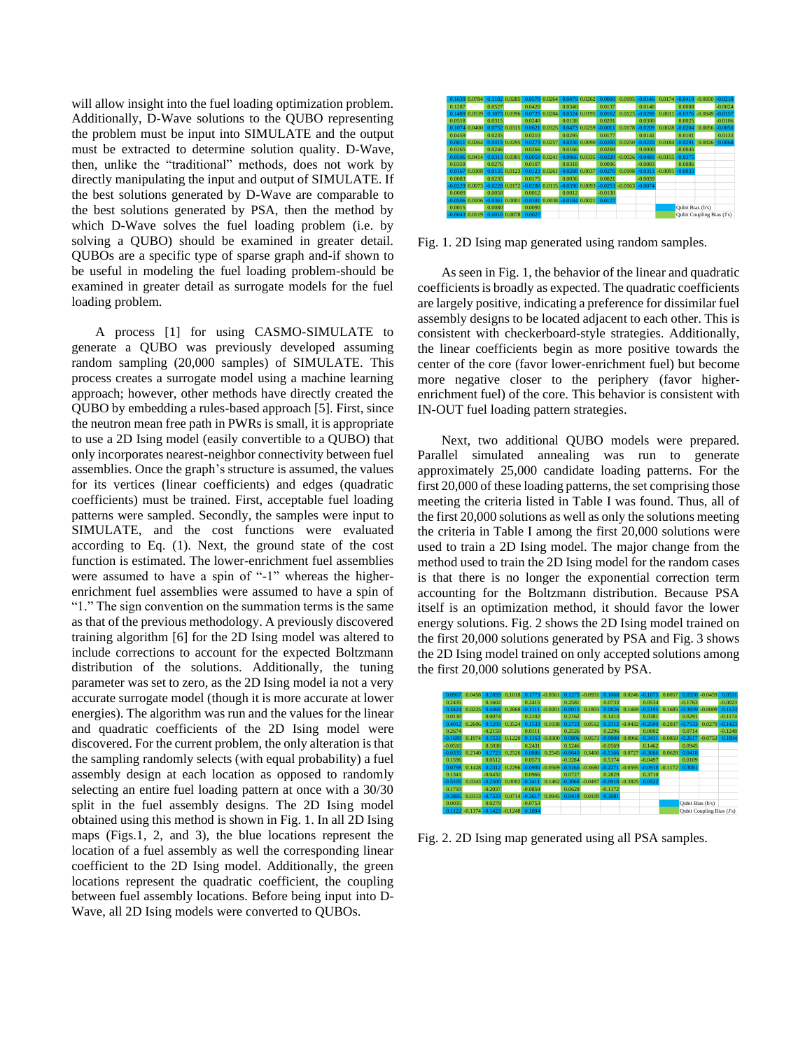will allow insight into the fuel loading optimization problem. Additionally, D-Wave solutions to the QUBO representing the problem must be input into SIMULATE and the output must be extracted to determine solution quality. D-Wave, then, unlike the "traditional" methods, does not work by directly manipulating the input and output of SIMULATE. If the best solutions generated by D-Wave are comparable to the best solutions generated by PSA, then the method by which D-Wave solves the fuel loading problem (i.e. by solving a QUBO) should be examined in greater detail. QUBOs are a specific type of sparse graph and-if shown to be useful in modeling the fuel loading problem-should be examined in greater detail as surrogate models for the fuel loading problem.

A process [1] for using CASMO-SIMULATE to generate a QUBO was previously developed assuming random sampling (20,000 samples) of SIMULATE. This process creates a surrogate model using a machine learning approach; however, other methods have directly created the QUBO by embedding a rules-based approach [5]. First, since the neutron mean free path in PWRs is small, it is appropriate to use a 2D Ising model (easily convertible to a QUBO) that only incorporates nearest-neighbor connectivity between fuel assemblies. Once the graph's structure is assumed, the values for its vertices (linear coefficients) and edges (quadratic coefficients) must be trained. First, acceptable fuel loading patterns were sampled. Secondly, the samples were input into SIMULATE, and the cost functions were evaluated according to Eq. (1). Next, the ground state of the cost function is estimated. The lower-enrichment fuel assemblies were assumed to have a spin of "-1" whereas the higher-enrichment fuel assemblies were assumed to have a spin of "1." The sign convention on the summation terms is the same as that of the previous methodology. A previously discovered training algorithm [6] for the 2D Ising model was altered to include corrections to account for the expected Boltzmann distribution of the solutions. Additionally, the tuning parameter was set to zero, as the 2D Ising model ia not a very accurate surrogate model (though it is more accurate at lower energies). The algorithm was run and the values for the linear and quadratic coefficients of the 2D Ising model were discovered. For the current problem, the only alteration is that the sampling randomly selects (with equal probability) a fuel assembly design at each location as opposed to randomly selecting an entire fuel loading pattern at once with a 30/30 split in the fuel assembly designs. The 2D Ising model obtained using this method is shown in Fig. 1. In all 2D Ising maps (Figs.1, 2, and 3), the blue locations represent the location of a fuel assembly as well the corresponding linear coefficient to the 2D Ising model. Additionally, the green locations represent the quadratic coefficient, the coupling between fuel assembly locations. Before being input into D-Wave, all 2D Ising models were converted to QUBOs.

| | | | | | | | | | | | | | | |
|---|---|---|---|---|---|---|---|---|---|---|---|---|---|---|
| 0.1639 | 0.0784 | 0.1102 | 0.0285 | 0.0578 | 0.0264 | 0.0479 | 0.0262 | 0.0000 | 0.0195 | -0.0146 | 0.0174 | -0.0418 | -0.0050 | -0.0218 |
| 0.1287 | | 0.0527 | | 0.0420 | | 0.0340 | | 0.0137 | | 0.0140 | | 0.0088 | | -0.0024 |
| 0.1489 | 0.0539 | 0.1073 | 0.0396 | 0.0729 | 0.0284 | 0.0324 | 0.0195 | 0.0162 | 0.0123 | -0.0298 | 0.0011 | -0.0376 | -0.0049 | -0.0157 |
| 0.0518 | | 0.0315 | | 0.0240 | | 0.0138 | | 0.0201 | | 0.0300 | | 0.0025 | | -0.0106 |
| 0.1074 | 0.0400 | 0.0752 | 0.0315 | 0.0621 | 0.0325 | 0.0473 | 0.0259 | -0.0011 | 0.0178 | -0.0209 | 0.0028 | -0.0204 | 0.0056 | -0.0050 |
| 0.0459 | | 0.0235 | | 0.0210 | | 0.0295 | | 0.0177 | | 0.0141 | | 0.0101 | | 0.0133 |
| 0.0811 | 0.0264 | 0.0413 | 0.0295 | 0.0273 | 0.0257 | 0.0236 | 0.0090 | -0.0200 | 0.0250 | -0.0220 | 0.0184 | -0.0291 | 0.0026 | 0.0068 |
| 0.0265 | | 0.0246 | | 0.0266 | | 0.0166 | | 0.0269 | | 0.0000 | | -0.0045 | | |
| -0.0506 | 0.0414 | -0.0313 | 0.0301 | 0.0059 | 0.0241 | -0.0066 | 0.0335 | -0.0220 | -0.0026 | -0.0489 | -0.0155 | -0.0375 | | |
| 0.0359 | | 0.0276 | | 0.0107 | | 0.0318 | | 0.0096 | | -0.0003 | | 0.0086 | | |
| 0.0167 | 0.0308 | 0.0135 | 0.0123 | -0.0123 | 0.0261 | -0.0288 | 0.0037 | -0.0270 | 0.0108 | -0.0313 | -0.0091 | -0.0033 | | |
| 0.0083 | | 0.0235 | | 0.0175 | | 0.0036 | | 0.0021 | | -0.0039 | | | | |
| -0.0229 | 0.0073 | -0.0228 | 0.0172 | -0.0280 | 0.0115 | -0.0390 | 0.0093 | -0.0253 | -0.0163 | -0.0074 | | | | |
| 0.0009 | | 0.0058 | | 0.0012 | | 0.0012 | | -0.0130 | | | | | | |
| -0.0506 | 0.0106 | -0.0361 | 0.0001 | -0.0381 | 0.0038 | -0.0184 | 0.0021 | 0.0127 | | | | | | |
| 0.0015 | | 0.0080 | | 0.0090 | | | | | | | | | | |
| -0.0043 | 0.0119 | 0.0010 | 0.0078 | 0.0027 | | | | | | | | | | |

Qubit Bias (h's)
Qubit Coupling Bias (J's)

Fig. 1. 2D Ising map generated using random samples.

As seen in Fig. 1, the behavior of the linear and quadratic coefficients is broadly as expected. The quadratic coefficients are largely positive, indicating a preference for dissimilar fuel assembly designs to be located adjacent to each other. This is consistent with checkerboard-style strategies. Additionally, the linear coefficients begin as more positive towards the center of the core (favor lower-enrichment fuel) but become more negative closer to the periphery (favor higher-enrichment fuel) of the core. This behavior is consistent with IN-OUT fuel loading pattern strategies.

Next, two additional QUBO models were prepared. Parallel simulated annealing was run to generate approximately 25,000 candidate loading patterns. For the first 20,000 of these loading patterns, the set comprising those meeting the criteria listed in Table I was found. Thus, all of the first 20,000 solutions as well as only the solutions meeting the criteria in Table I among the first 20,000 solutions were used to train a 2D Ising model. The major change from the method used to train the 2D Ising model for the random cases is that there is no longer the exponential correction term accounting for the Boltzmann distribution. Because PSA itself is an optimization method, it should favor the lower energy solutions. Fig. 2 shows the 2D Ising model trained on the first 20,000 solutions generated by PSA and Fig. 3 shows the 2D Ising model trained on only accepted solutions among the first 20,000 solutions generated by PSA.

| | | | | | | | | | | | | | | |
|---|---|---|---|---|---|---|---|---|---|---|---|---|---|---|
| -0.0907 | 0.0458 | 0.2859 | 0.1018 | 0.1773 | -0.0561 | 0.1275 | -0.0931 | 0.1068 | 0.0246 | -0.1075 | 0.0057 | 0.0550 | -0.0459 | 0.0531 |
| 0.2435 | | 0.1602 | | 0.2415 | | 0.2581 | | 0.0733 | | 0.0534 | | -0.1763 | | -0.0023 |
| 0.3424 | 0.0225 | 0.4468 | 0.2868 | -0.1111 | -0.0201 | -0.0015 | 0.1803 | 0.0826 | 0.1469 | -0.5195 | 0.1685 | -0.3939 | -0.0009 | 0.1123 |
| 0.0130 | | 0.0074 | | 0.2102 | | 0.2162 | | 0.1413 | | 0.0381 | | 0.0291 | | -0.1174 |
| 0.4012 | 0.2606 | 0.1209 | 0.3524 | 0.1533 | 0.1038 | 0.2723 | 0.0512 | -0.2312 | -0.0432 | -0.2500 | -0.2037 | -0.7533 | 0.0279 | -0.1423 |
| 0.2674 | | -0.2159 | | 0.0111 | | 0.2526 | | 0.2296 | | 0.0002 | | 0.0714 | | -0.1248 |
| -0.1680 | 0.1974 | 0.1533 | 0.1220 | 0.1163 | -0.0300 | 0.0806 | 0.0573 | -0.0900 | 0.0966 | -0.3411 | -0.0859 | -0.2617 | -0.0753 | 0.1894 |
| -0.0510 | | 0.1038 | | 0.2431 | | 0.1246 | | -0.0569 | | 0.1462 | | 0.0945 | | |
| -0.0335 | 0.2140 | 0.2723 | 0.2526 | 0.0806 | 0.2545 | -0.0640 | 0.3406 | -0.5166 | 0.0727 | -0.3066 | 0.0628 | 0.0418 | | |
| 0.1596 | | 0.0512 | | 0.0573 | | -0.3284 | | 0.5174 | | -0.0497 | | 0.0109 | | |
| 0.0798 | 0.1428 | 0.2312 | 0.2296 | -0.0900 | -0.0569 | -0.5166 | -0.3680 | -0.2271 | -0.0595 | -0.0918 | -0.1172 | 0.3081 | | |
| 0.1341 | | -0.0432 | | 0.0966 | | 0.0727 | | 0.2829 | | 0.3710 | | | | |
| -0.5105 | 0.0343 | -0.2500 | 0.0002 | -0.3411 | 0.1462 | -0.3066 | -0.0497 | -0.0918 | -0.3825 | 0.0522 | | | | |
| 0.1710 | | -0.2037 | | -0.0859 | | 0.0629 | | -0.1172 | | | | | | |
| -0.3895 | 0.0313 | -0.7533 | 0.0714 | -0.2617 | 0.0945 | 0.0418 | 0.0109 | 0.3081 | | | | | | |
| 0.0035 | | 0.0279 | | -0.0753 | | | | | | | | | | |
| 0.1122 | -0.1174 | -0.1423 | -0.1248 | 0.1894 | | | | | | | | | | |

Qubit Bias (h's)
Qubit Coupling Bias (J's)

Fig. 2. 2D Ising map generated using all PSA samples.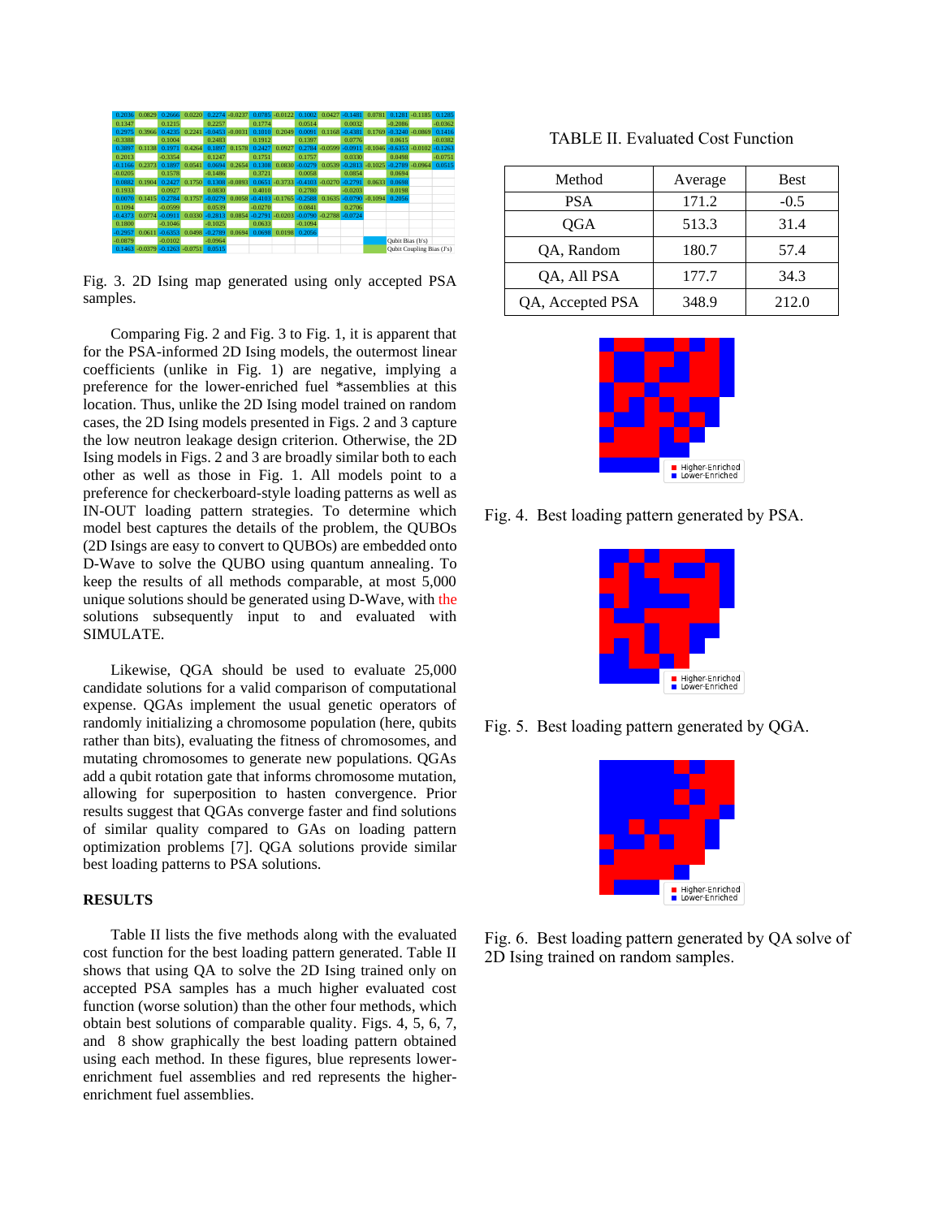Fig. 3. 2D Ising map generated using only accepted PSA samples.

Comparing Fig. 2 and Fig. 3 to Fig. 1, it is apparent that for the PSA-informed 2D Ising models, the outermost linear coefficients (unlike in Fig. 1) are negative, implying a preference for the lower-enriched fuel *assemblies at this location. Thus, unlike the 2D Ising model trained on random cases, the 2D Ising models presented in Figs. 2 and 3 capture the low neutron leakage design criterion. Otherwise, the 2D Ising models in Figs. 2 and 3 are broadly similar both to each other as well as those in Fig. 1. All models point to a preference for checkerboard-style loading patterns as well as IN-OUT loading pattern strategies. To determine which model best captures the details of the problem, the QUBOs (2D Isings are easy to convert to QUBOs) are embedded onto D-Wave to solve the QUBO using quantum annealing. To keep the results of all methods comparable, at most 5,000 unique solutions should be generated using D-Wave, with the solutions subsequently input to and evaluated with SIMULATE.

Likewise, QGA should be used to evaluate 25,000 candidate solutions for a valid comparison of computational expense. QGAs implement the usual genetic operators of randomly initializing a chromosome population (here, qubits rather than bits), evaluating the fitness of chromosomes, and mutating chromosomes to generate new populations. QGAs add a qubit rotation gate that informs chromosome mutation, allowing for superposition to hasten convergence. Prior results suggest that QGAs converge faster and find solutions of similar quality compared to GAs on loading pattern optimization problems [7]. QGA solutions provide similar best loading patterns to PSA solutions.

## RESULTS

Table II lists the five methods along with the evaluated cost function for the best loading pattern generated. Table II shows that using QA to solve the 2D Ising trained only on accepted PSA samples has a much higher evaluated cost function (worse solution) than the other four methods, which obtain best solutions of comparable quality. Figs. 4, 5, 6, 7, and 8 show graphically the best loading pattern obtained using each method. In these figures, blue represents lower-enrichment fuel assemblies and red represents the higher-enrichment fuel assemblies.

TABLE II. Evaluated Cost Function

| Method | Average | Best |
|---|---|---|
| PSA | 171.2 | -0.5 |
| QGA | 513.3 | 31.4 |
| QA, Random | 180.7 | 57.4 |
| QA, All PSA | 177.7 | 34.3 |
| QA, Accepted PSA | 348.9 | 212.0 |

Higher-Enriched
Lower-Enriched

Fig. 4. Best loading pattern generated by PSA.

Higher-Enriched
Lower-Enriched

Fig. 5. Best loading pattern generated by QGA.

Higher-Enriched
Lower-Enriched

Fig. 6. Best loading pattern generated by QA solve of 2D Ising trained on random samples.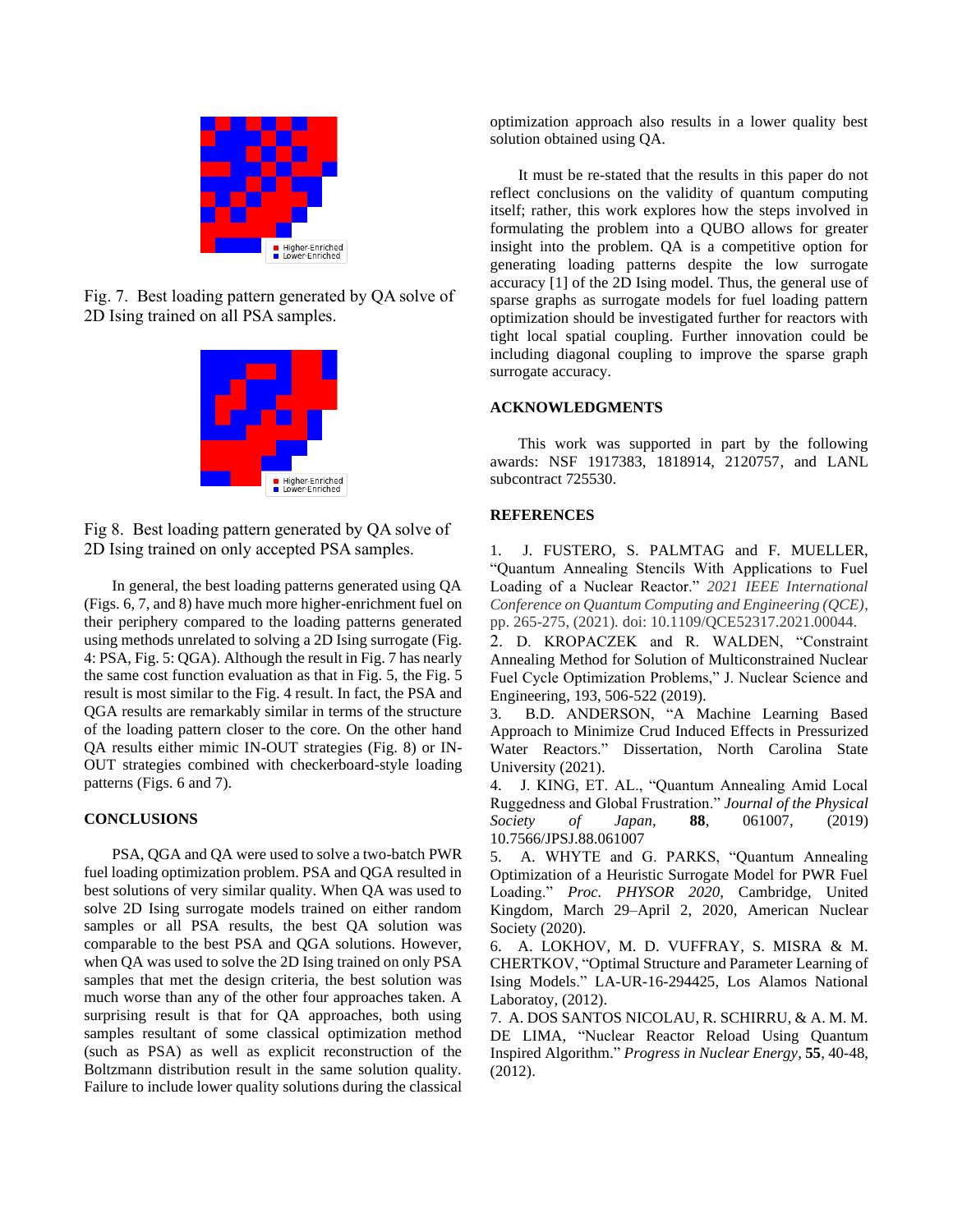Higher-Enriched
Lower-Enriched

Fig. 7. Best loading pattern generated by QA solve of 2D Ising trained on all PSA samples.

Higher-Enriched
Lower-Enriched

Fig 8. Best loading pattern generated by QA solve of 2D Ising trained on only accepted PSA samples.

In general, the best loading patterns generated using QA (Figs. 6, 7, and 8) have much more higher-enrichment fuel on their periphery compared to the loading patterns generated using methods unrelated to solving a 2D Ising surrogate (Fig. 4: PSA, Fig. 5: QGA). Although the result in Fig. 7 has nearly the same cost function evaluation as that in Fig. 5, the Fig. 5 result is most similar to the Fig. 4 result. In fact, the PSA and QGA results are remarkably similar in terms of the structure of the loading pattern closer to the core. On the other hand QA results either mimic IN-OUT strategies (Fig. 8) or IN-OUT strategies combined with checkerboard-style loading patterns (Figs. 6 and 7).

## CONCLUSIONS

PSA, QGA and QA were used to solve a two-batch PWR fuel loading optimization problem. PSA and QGA resulted in best solutions of very similar quality. When QA was used to solve 2D Ising surrogate models trained on either random samples or all PSA results, the best QA solution was comparable to the best PSA and QGA solutions. However, when QA was used to solve the 2D Ising trained on only PSA samples that met the design criteria, the best solution was much worse than any of the other four approaches taken. A surprising result is that for QA approaches, both using samples resultant of some classical optimization method (such as PSA) as well as explicit reconstruction of the Boltzmann distribution result in the same solution quality. Failure to include lower quality solutions during the classical optimization approach also results in a lower quality best solution obtained using QA.

It must be re-stated that the results in this paper do not reflect conclusions on the validity of quantum computing itself; rather, this work explores how the steps involved in formulating the problem into a QUBO allows for greater insight into the problem. QA is a competitive option for generating loading patterns despite the low surrogate accuracy [1] of the 2D Ising model. Thus, the general use of sparse graphs as surrogate models for fuel loading pattern optimization should be investigated further for reactors with tight local spatial coupling. Further innovation could be including diagonal coupling to improve the sparse graph surrogate accuracy.

## ACKNOWLEDGMENTS

This work was supported in part by the following awards: NSF 1917383, 1818914, 2120757, and LANL subcontract 725530.

## REFERENCES

1. J. FUSTERO, S. PALMTAG and F. MUELLER, "Quantum Annealing Stencils With Applications to Fuel Loading of a Nuclear Reactor." *2021 IEEE International Conference on Quantum Computing and Engineering (QCE)*, pp. 265-275, (2021). doi: 10.1109/QCE52317.2021.00044.
2. D. KROPACZEK and R. WALDEN, "Constraint Annealing Method for Solution of Multiconstrained Nuclear Fuel Cycle Optimization Problems," J. Nuclear Science and Engineering, 193, 506-522 (2019).
3. B.D. ANDERSON, "A Machine Learning Based Approach to Minimize Crud Induced Effects in Pressurized Water Reactors." Dissertation, North Carolina State University (2021).
4. J. KING, ET. AL., "Quantum Annealing Amid Local Ruggedness and Global Frustration." *Journal of the Physical Society of Japan*, **88**, 061007, (2019) 10.7566/JPSJ.88.061007
5. A. WHYTE and G. PARKS, "Quantum Annealing Optimization of a Heuristic Surrogate Model for PWR Fuel Loading." *Proc. PHYSOR 2020*, Cambridge, United Kingdom, March 29–April 2, 2020, American Nuclear Society (2020).
6. A. LOKHOV, M. D. VUFFRAY, S. MISRA & M. CHERTKOV, "Optimal Structure and Parameter Learning of Ising Models." LA-UR-16-294425, Los Alamos National Laboratoy, (2012).
7. A. DOS SANTOS NICOLAU, R. SCHIRRU, & A. M. M. DE LIMA, "Nuclear Reactor Reload Using Quantum Inspired Algorithm." *Progress in Nuclear Energy*, **55**, 40-48, (2012).